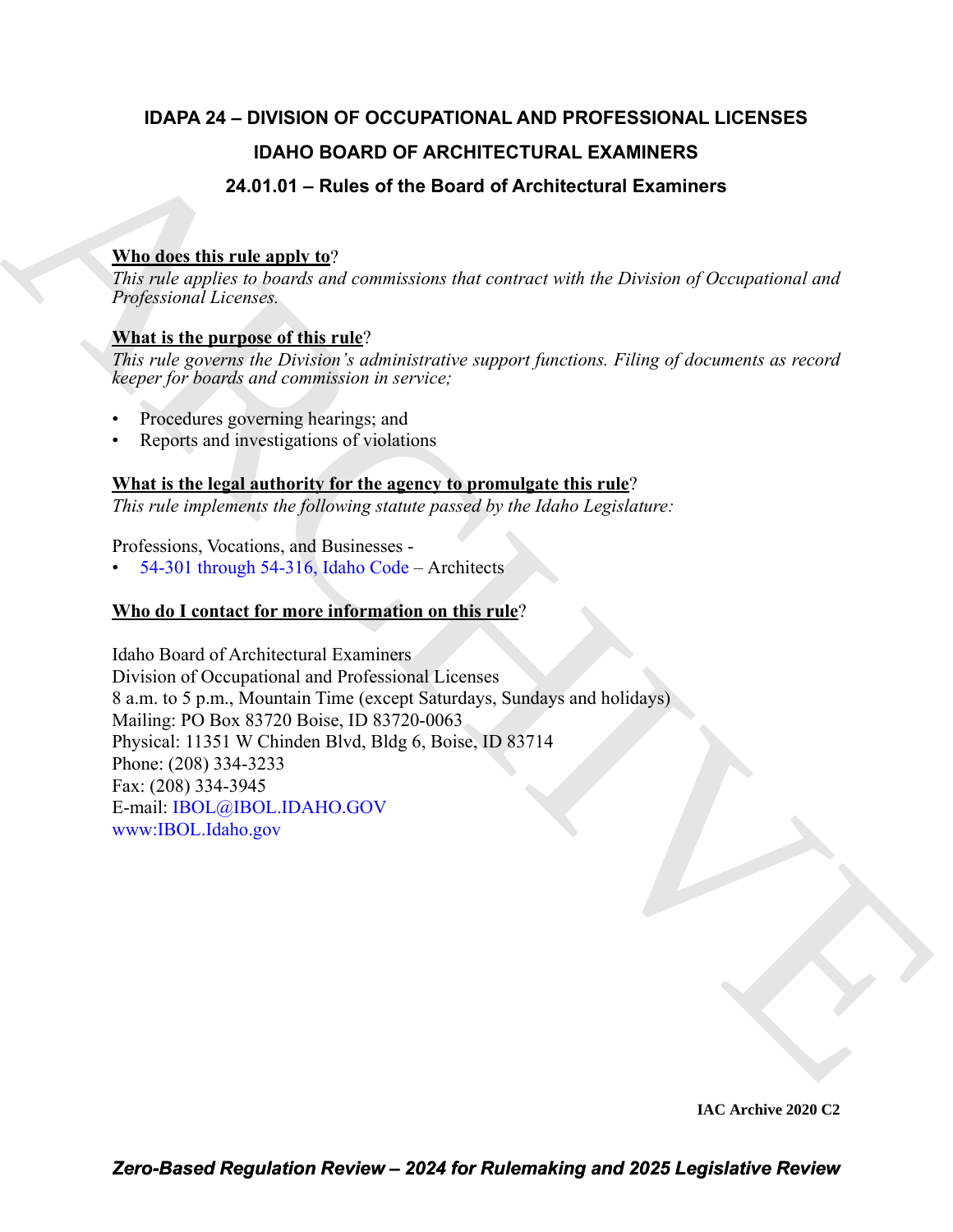# IDAPA 24 – DIVISION OF OCCUPATIONAL AND PROFESSIONAL LICENSES

## IDAHO BOARD OF ARCHITECTURAL EXAMINERS

## 24.01.01 – Rules of the Board of Architectural Examiners

**Who does this rule apply to**?

*This rule applies to boards and commissions that contract with the Division of Occupational and Professional Licenses.*

**What is the purpose of this rule**?

*This rule governs the Division's administrative support functions. Filing of documents as record keeper for boards and commission in service;*

- Procedures governing hearings; and
- Reports and investigations of violations

**What is the legal authority for the agency to promulgate this rule**?

*This rule implements the following statute passed by the Idaho Legislature:*

Professions, Vocations, and Businesses -

- 54-301 through 54-316, Idaho Code – Architects

**Who do I contact for more information on this rule**?

Idaho Board of Architectural Examiners
Division of Occupational and Professional Licenses
8 a.m. to 5 p.m., Mountain Time (except Saturdays, Sundays and holidays)
Mailing: PO Box 83720 Boise, ID 83720-0063
Physical: 11351 W Chinden Blvd, Bldg 6, Boise, ID 83714
Phone: (208) 334-3233
Fax: (208) 334-3945
E-mail: IBOL@IBOL.IDAHO.GOV
www:IBOL.Idaho.gov

IAC Archive 2020 C2

*Zero-Based Regulation Review – 2024 for Rulemaking and 2025 Legislative Review*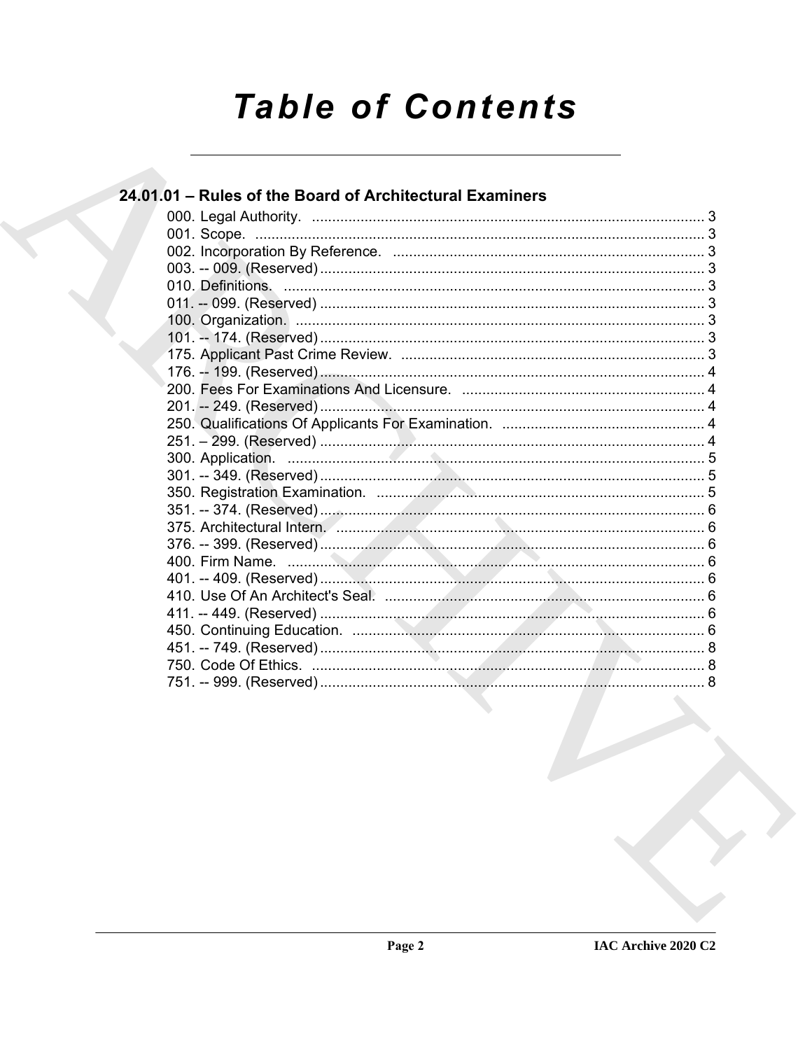# Table of Contents

## 24.01.01 – Rules of the Board of Architectural Examiners

000. Legal Authority. ........................................................................................ 3
001. Scope. ........................................................................................ 3
002. Incorporation By Reference. ........................................................................................ 3
003. -- 009. (Reserved) ........................................................................................ 3
010. Definitions. ........................................................................................ 3
011. -- 099. (Reserved) ........................................................................................ 3
100. Organization. ........................................................................................ 3
101. -- 174. (Reserved) ........................................................................................ 3
175. Applicant Past Crime Review. ........................................................................................ 3
176. -- 199. (Reserved) ........................................................................................ 4
200. Fees For Examinations And Licensure. ........................................................................................ 4
201. -- 249. (Reserved) ........................................................................................ 4
250. Qualifications Of Applicants For Examination. ........................................................................................ 4
251. – 299. (Reserved) ........................................................................................ 4
300. Application. ........................................................................................ 5
301. -- 349. (Reserved) ........................................................................................ 5
350. Registration Examination. ........................................................................................ 5
351. -- 374. (Reserved) ........................................................................................ 6
375. Architectural Intern. ........................................................................................ 6
376. -- 399. (Reserved) ........................................................................................ 6
400. Firm Name. ........................................................................................ 6
401. -- 409. (Reserved) ........................................................................................ 6
410. Use Of An Architect's Seal. ........................................................................................ 6
411. -- 449. (Reserved) ........................................................................................ 6
450. Continuing Education. ........................................................................................ 6
451. -- 749. (Reserved) ........................................................................................ 8
750. Code Of Ethics. ........................................................................................ 8
751. -- 999. (Reserved) ........................................................................................ 8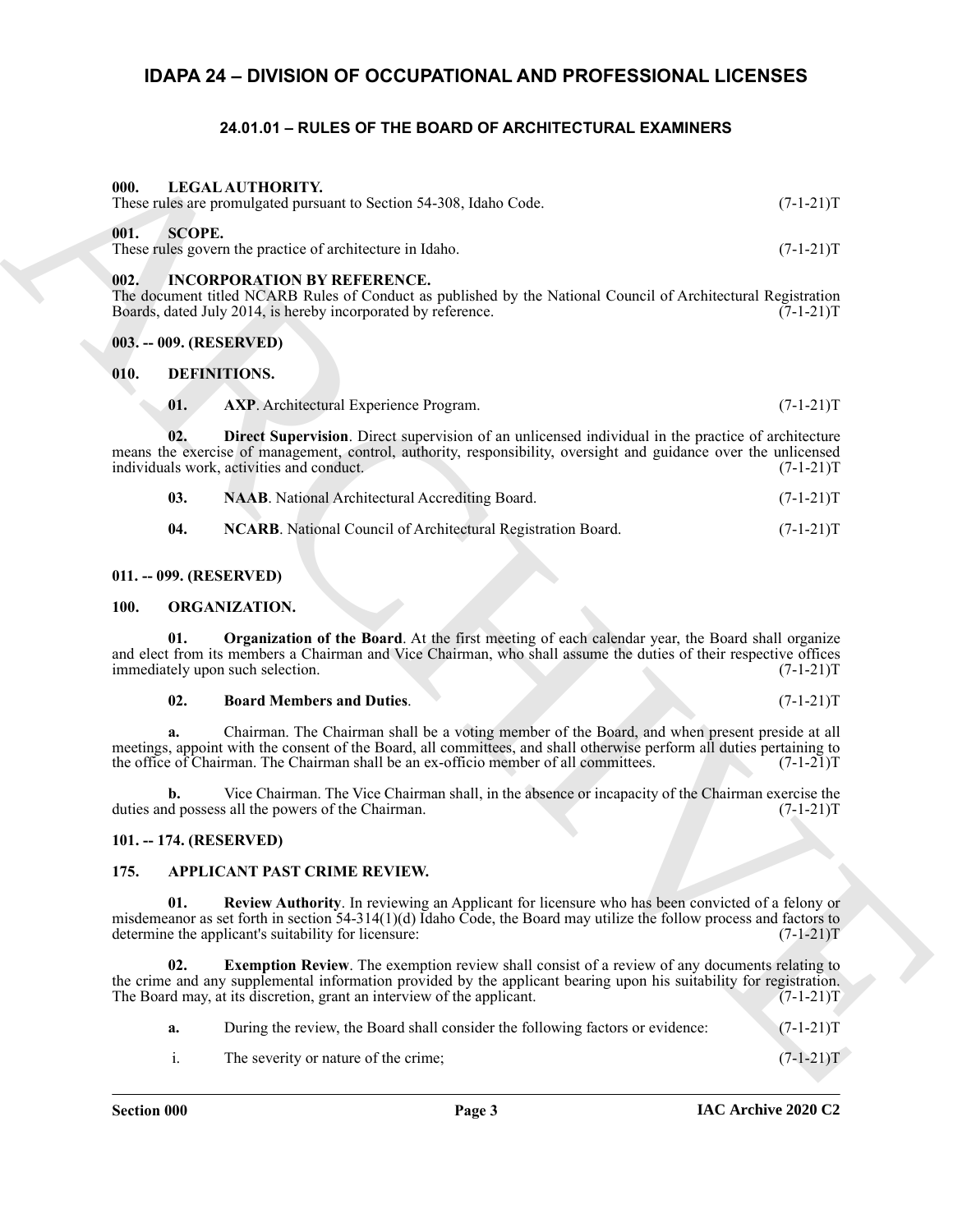# IDAPA 24 – DIVISION OF OCCUPATIONAL AND PROFESSIONAL LICENSES

## 24.01.01 – RULES OF THE BOARD OF ARCHITECTURAL EXAMINERS

### 000. LEGAL AUTHORITY.

These rules are promulgated pursuant to Section 54-308, Idaho Code. (7-1-21)T

### 001. SCOPE.

These rules govern the practice of architecture in Idaho. (7-1-21)T

### 002. INCORPORATION BY REFERENCE.

The document titled NCARB Rules of Conduct as published by the National Council of Architectural Registration Boards, dated July 2014, is hereby incorporated by reference. (7-1-21)T

### 003. -- 009. (RESERVED)

### 010. DEFINITIONS.

**01. AXP**. Architectural Experience Program. (7-1-21)T

**02. Direct Supervision**. Direct supervision of an unlicensed individual in the practice of architecture means the exercise of management, control, authority, responsibility, oversight and guidance over the unlicensed individuals work, activities and conduct. (7-1-21)T

**03. NAAB**. National Architectural Accrediting Board. (7-1-21)T

**04. NCARB**. National Council of Architectural Registration Board. (7-1-21)T

### 011. -- 099. (RESERVED)

### 100. ORGANIZATION.

**01. Organization of the Board**. At the first meeting of each calendar year, the Board shall organize and elect from its members a Chairman and Vice Chairman, who shall assume the duties of their respective offices immediately upon such selection. (7-1-21)T

**02. Board Members and Duties**. (7-1-21)T

**a.** Chairman. The Chairman shall be a voting member of the Board, and when present preside at all meetings, appoint with the consent of the Board, all committees, and shall otherwise perform all duties pertaining to the office of Chairman. The Chairman shall be an ex-officio member of all committees. (7-1-21)T

**b.** Vice Chairman. The Vice Chairman shall, in the absence or incapacity of the Chairman exercise the duties and possess all the powers of the Chairman. (7-1-21)T

### 101. -- 174. (RESERVED)

### 175. APPLICANT PAST CRIME REVIEW.

**01. Review Authority**. In reviewing an Applicant for licensure who has been convicted of a felony or misdemeanor as set forth in section 54-314(1)(d) Idaho Code, the Board may utilize the follow process and factors to determine the applicant's suitability for licensure: (7-1-21)T

**02. Exemption Review**. The exemption review shall consist of a review of any documents relating to the crime and any supplemental information provided by the applicant bearing upon his suitability for registration. The Board may, at its discretion, grant an interview of the applicant. (7-1-21)T

**a.** During the review, the Board shall consider the following factors or evidence: (7-1-21)T

i. The severity or nature of the crime; (7-1-21)T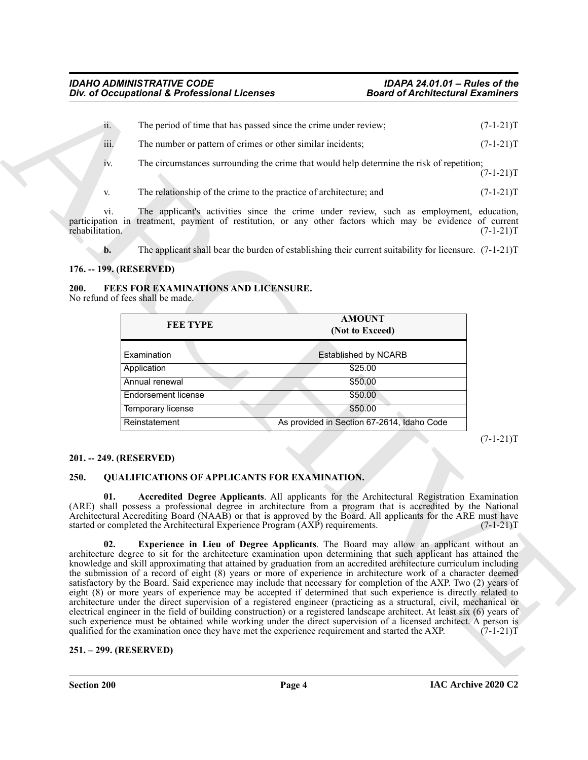ii. The period of time that has passed since the crime under review; (7-1-21)T

iii. The number or pattern of crimes or other similar incidents; (7-1-21)T

iv. The circumstances surrounding the crime that would help determine the risk of repetition; (7-1-21)T

v. The relationship of the crime to the practice of architecture; and (7-1-21)T

vi. The applicant's activities since the crime under review, such as employment, education, participation in treatment, payment of restitution, or any other factors which may be evidence of current rehabilitation. (7-1-21)T

**b.** The applicant shall bear the burden of establishing their current suitability for licensure. (7-1-21)T

### 176. -- 199. (RESERVED)

### 200. FEES FOR EXAMINATIONS AND LICENSURE.

No refund of fees shall be made.

| FEE TYPE | AMOUNT (Not to Exceed) |
|---|---|
| Examination | Established by NCARB |
| Application | $25.00 |
| Annual renewal | $50.00 |
| Endorsement license | $50.00 |
| Temporary license | $50.00 |
| Reinstatement | As provided in Section 67-2614, Idaho Code |

(7-1-21)T

### 201. -- 249. (RESERVED)

### 250. QUALIFICATIONS OF APPLICANTS FOR EXAMINATION.

**01. Accredited Degree Applicants**. All applicants for the Architectural Registration Examination (ARE) shall possess a professional degree in architecture from a program that is accredited by the National Architectural Accrediting Board (NAAB) or that is approved by the Board. All applicants for the ARE must have started or completed the Architectural Experience Program (AXP) requirements. (7-1-21)T

**02. Experience in Lieu of Degree Applicants**. The Board may allow an applicant without an architecture degree to sit for the architecture examination upon determining that such applicant has attained the knowledge and skill approximating that attained by graduation from an accredited architecture curriculum including the submission of a record of eight (8) years or more of experience in architecture work of a character deemed satisfactory by the Board. Said experience may include that necessary for completion of the AXP. Two (2) years of eight (8) or more years of experience may be accepted if determined that such experience is directly related to architecture under the direct supervision of a registered engineer (practicing as a structural, civil, mechanical or electrical engineer in the field of building construction) or a registered landscape architect. At least six (6) years of such experience must be obtained while working under the direct supervision of a licensed architect. A person is qualified for the examination once they have met the experience requirement and started the AXP. (7-1-21)T

### 251. – 299. (RESERVED)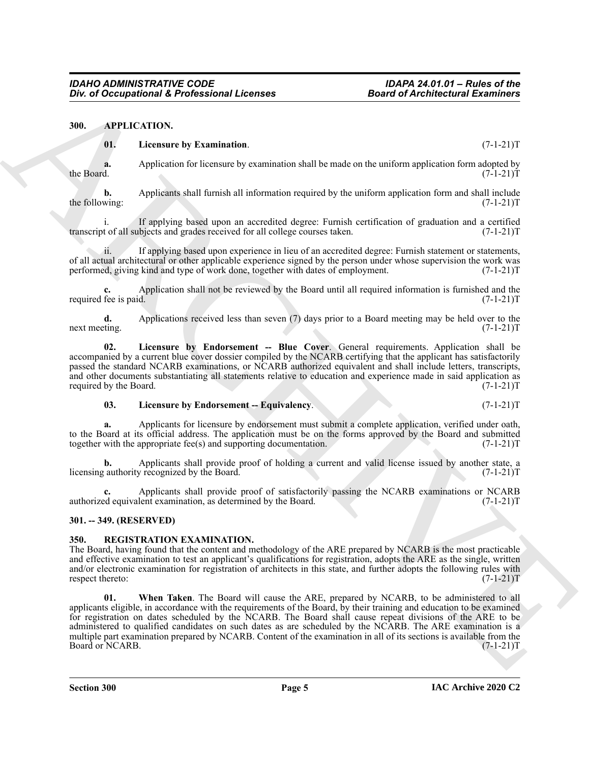## 300. APPLICATION.

**01. Licensure by Examination**. (7-1-21)T

**a.** Application for licensure by examination shall be made on the uniform application form adopted by the Board. (7-1-21)T

**b.** Applicants shall furnish all information required by the uniform application form and shall include the following: (7-1-21)T

i. If applying based upon an accredited degree: Furnish certification of graduation and a certified transcript of all subjects and grades received for all college courses taken. (7-1-21)T

ii. If applying based upon experience in lieu of an accredited degree: Furnish statement or statements, of all actual architectural or other applicable experience signed by the person under whose supervision the work was performed, giving kind and type of work done, together with dates of employment. (7-1-21)T

**c.** Application shall not be reviewed by the Board until all required information is furnished and the required fee is paid. (7-1-21)T

**d.** Applications received less than seven (7) days prior to a Board meeting may be held over to the next meeting. (7-1-21)T

**02. Licensure by Endorsement -- Blue Cover**. General requirements. Application shall be accompanied by a current blue cover dossier compiled by the NCARB certifying that the applicant has satisfactorily passed the standard NCARB examinations, or NCARB authorized equivalent and shall include letters, transcripts, and other documents substantiating all statements relative to education and experience made in said application as required by the Board. (7-1-21)T

**03. Licensure by Endorsement -- Equivalency**. (7-1-21)T

**a.** Applicants for licensure by endorsement must submit a complete application, verified under oath, to the Board at its official address. The application must be on the forms approved by the Board and submitted together with the appropriate fee(s) and supporting documentation. (7-1-21)T

**b.** Applicants shall provide proof of holding a current and valid license issued by another state, a licensing authority recognized by the Board. (7-1-21)T

**c.** Applicants shall provide proof of satisfactorily passing the NCARB examinations or NCARB authorized equivalent examination, as determined by the Board. (7-1-21)T

## 301. -- 349. (RESERVED)

## 350. REGISTRATION EXAMINATION.

The Board, having found that the content and methodology of the ARE prepared by NCARB is the most practicable and effective examination to test an applicant's qualifications for registration, adopts the ARE as the single, written and/or electronic examination for registration of architects in this state, and further adopts the following rules with respect thereto: (7-1-21)T

**01. When Taken**. The Board will cause the ARE, prepared by NCARB, to be administered to all applicants eligible, in accordance with the requirements of the Board, by their training and education to be examined for registration on dates scheduled by the NCARB. The Board shall cause repeat divisions of the ARE to be administered to qualified candidates on such dates as are scheduled by the NCARB. The ARE examination is a multiple part examination prepared by NCARB. Content of the examination in all of its sections is available from the Board or NCARB. (7-1-21)T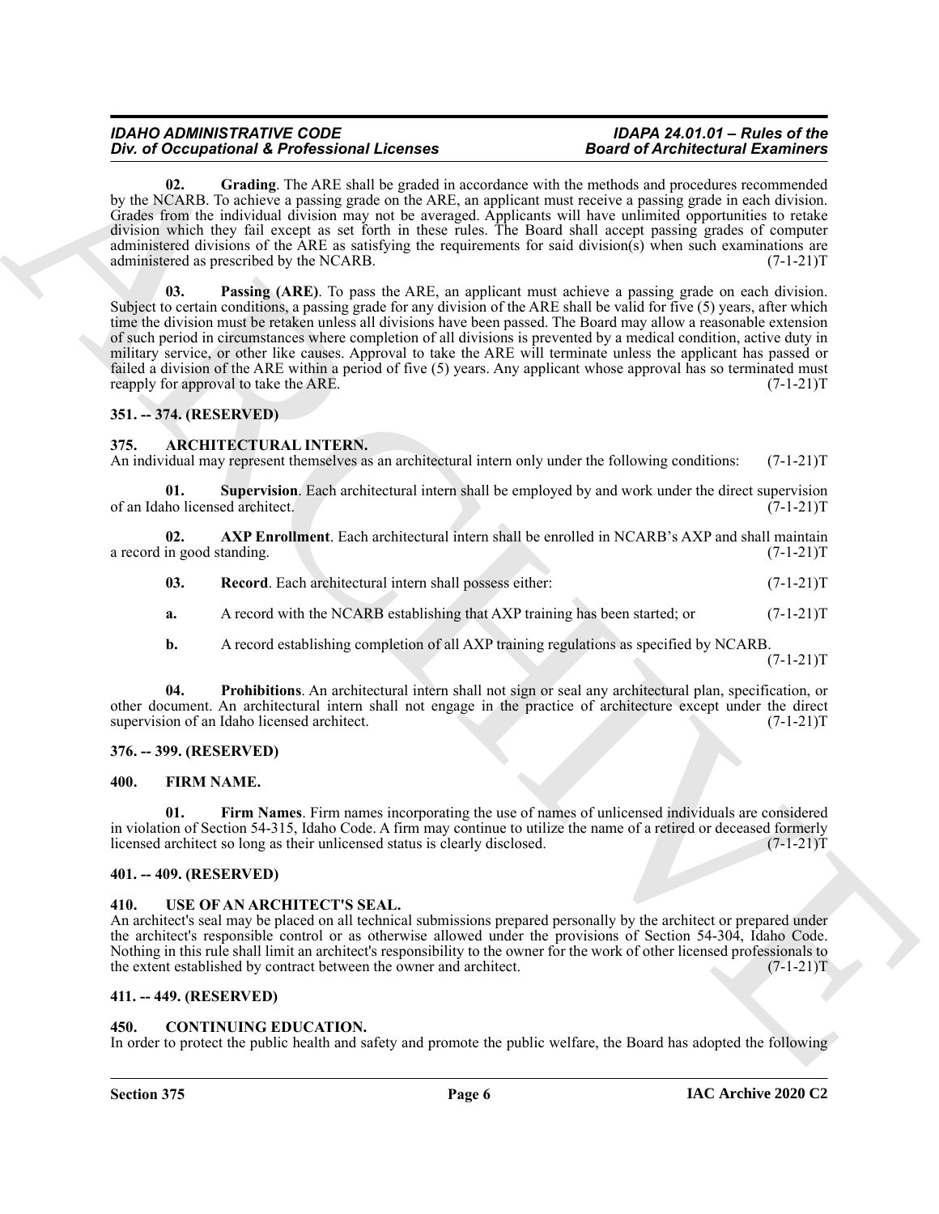**02. Grading**. The ARE shall be graded in accordance with the methods and procedures recommended by the NCARB. To achieve a passing grade on the ARE, an applicant must receive a passing grade in each division. Grades from the individual division may not be averaged. Applicants will have unlimited opportunities to retake division which they fail except as set forth in these rules. The Board shall accept passing grades of computer administered divisions of the ARE as satisfying the requirements for said division(s) when such examinations are administered as prescribed by the NCARB. (7-1-21)T

**03. Passing (ARE)**. To pass the ARE, an applicant must achieve a passing grade on each division. Subject to certain conditions, a passing grade for any division of the ARE shall be valid for five (5) years, after which time the division must be retaken unless all divisions have been passed. The Board may allow a reasonable extension of such period in circumstances where completion of all divisions is prevented by a medical condition, active duty in military service, or other like causes. Approval to take the ARE will terminate unless the applicant has passed or failed a division of the ARE within a period of five (5) years. Any applicant whose approval has so terminated must reapply for approval to take the ARE. (7-1-21)T

## 351. -- 374. (RESERVED)

## 375. ARCHITECTURAL INTERN.

An individual may represent themselves as an architectural intern only under the following conditions: (7-1-21)T

**01. Supervision**. Each architectural intern shall be employed by and work under the direct supervision of an Idaho licensed architect. (7-1-21)T

**02. AXP Enrollment**. Each architectural intern shall be enrolled in NCARB's AXP and shall maintain a record in good standing. (7-1-21)T

**03. Record**. Each architectural intern shall possess either: (7-1-21)T

**a.** A record with the NCARB establishing that AXP training has been started; or (7-1-21)T

**b.** A record establishing completion of all AXP training regulations as specified by NCARB. (7-1-21)T

**04. Prohibitions**. An architectural intern shall not sign or seal any architectural plan, specification, or other document. An architectural intern shall not engage in the practice of architecture except under the direct supervision of an Idaho licensed architect. (7-1-21)T

## 376. -- 399. (RESERVED)

## 400. FIRM NAME.

**01. Firm Names**. Firm names incorporating the use of names of unlicensed individuals are considered in violation of Section 54-315, Idaho Code. A firm may continue to utilize the name of a retired or deceased formerly licensed architect so long as their unlicensed status is clearly disclosed. (7-1-21)T

## 401. -- 409. (RESERVED)

## 410. USE OF AN ARCHITECT'S SEAL.

An architect's seal may be placed on all technical submissions prepared personally by the architect or prepared under the architect's responsible control or as otherwise allowed under the provisions of Section 54-304, Idaho Code. Nothing in this rule shall limit an architect's responsibility to the owner for the work of other licensed professionals to the extent established by contract between the owner and architect. (7-1-21)T

## 411. -- 449. (RESERVED)

## 450. CONTINUING EDUCATION.

In order to protect the public health and safety and promote the public welfare, the Board has adopted the following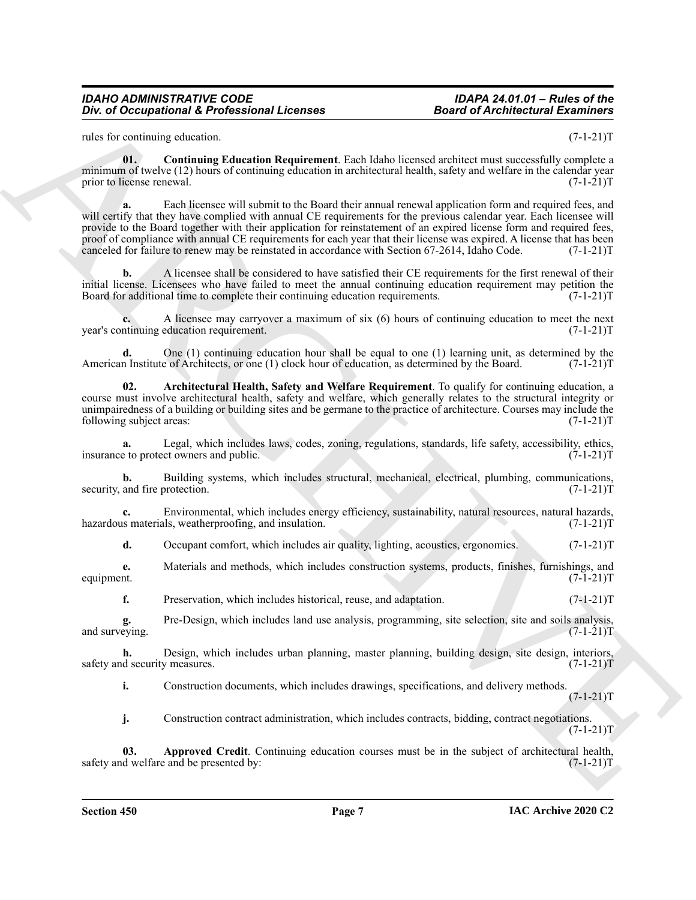rules for continuing education. (7-1-21)T

**01. Continuing Education Requirement**. Each Idaho licensed architect must successfully complete a minimum of twelve (12) hours of continuing education in architectural health, safety and welfare in the calendar year prior to license renewal. (7-1-21)T

**a.** Each licensee will submit to the Board their annual renewal application form and required fees, and will certify that they have complied with annual CE requirements for the previous calendar year. Each licensee will provide to the Board together with their application for reinstatement of an expired license form and required fees, proof of compliance with annual CE requirements for each year that their license was expired. A license that has been canceled for failure to renew may be reinstated in accordance with Section 67-2614, Idaho Code. (7-1-21)T

**b.** A licensee shall be considered to have satisfied their CE requirements for the first renewal of their initial license. Licensees who have failed to meet the annual continuing education requirement may petition the Board for additional time to complete their continuing education requirements. (7-1-21)T

**c.** A licensee may carryover a maximum of six (6) hours of continuing education to meet the next year's continuing education requirement. (7-1-21)T

**d.** One (1) continuing education hour shall be equal to one (1) learning unit, as determined by the American Institute of Architects, or one (1) clock hour of education, as determined by the Board. (7-1-21)T

**02. Architectural Health, Safety and Welfare Requirement**. To qualify for continuing education, a course must involve architectural health, safety and welfare, which generally relates to the structural integrity or unimpairedness of a building or building sites and be germane to the practice of architecture. Courses may include the following subject areas: (7-1-21)T

**a.** Legal, which includes laws, codes, zoning, regulations, standards, life safety, accessibility, ethics, insurance to protect owners and public. (7-1-21)T

**b.** Building systems, which includes structural, mechanical, electrical, plumbing, communications, security, and fire protection. (7-1-21)T

**c.** Environmental, which includes energy efficiency, sustainability, natural resources, natural hazards, hazardous materials, weatherproofing, and insulation. (7-1-21)T

**d.** Occupant comfort, which includes air quality, lighting, acoustics, ergonomics. (7-1-21)T

**e.** Materials and methods, which includes construction systems, products, finishes, furnishings, and equipment. (7-1-21)T

**f.** Preservation, which includes historical, reuse, and adaptation. (7-1-21)T

**g.** Pre-Design, which includes land use analysis, programming, site selection, site and soils analysis, and surveying. (7-1-21)T

**h.** Design, which includes urban planning, master planning, building design, site design, interiors, safety and security measures. (7-1-21)T

**i.** Construction documents, which includes drawings, specifications, and delivery methods. (7-1-21)T

**j.** Construction contract administration, which includes contracts, bidding, contract negotiations. (7-1-21)T

**03. Approved Credit**. Continuing education courses must be in the subject of architectural health, safety and welfare and be presented by: (7-1-21)T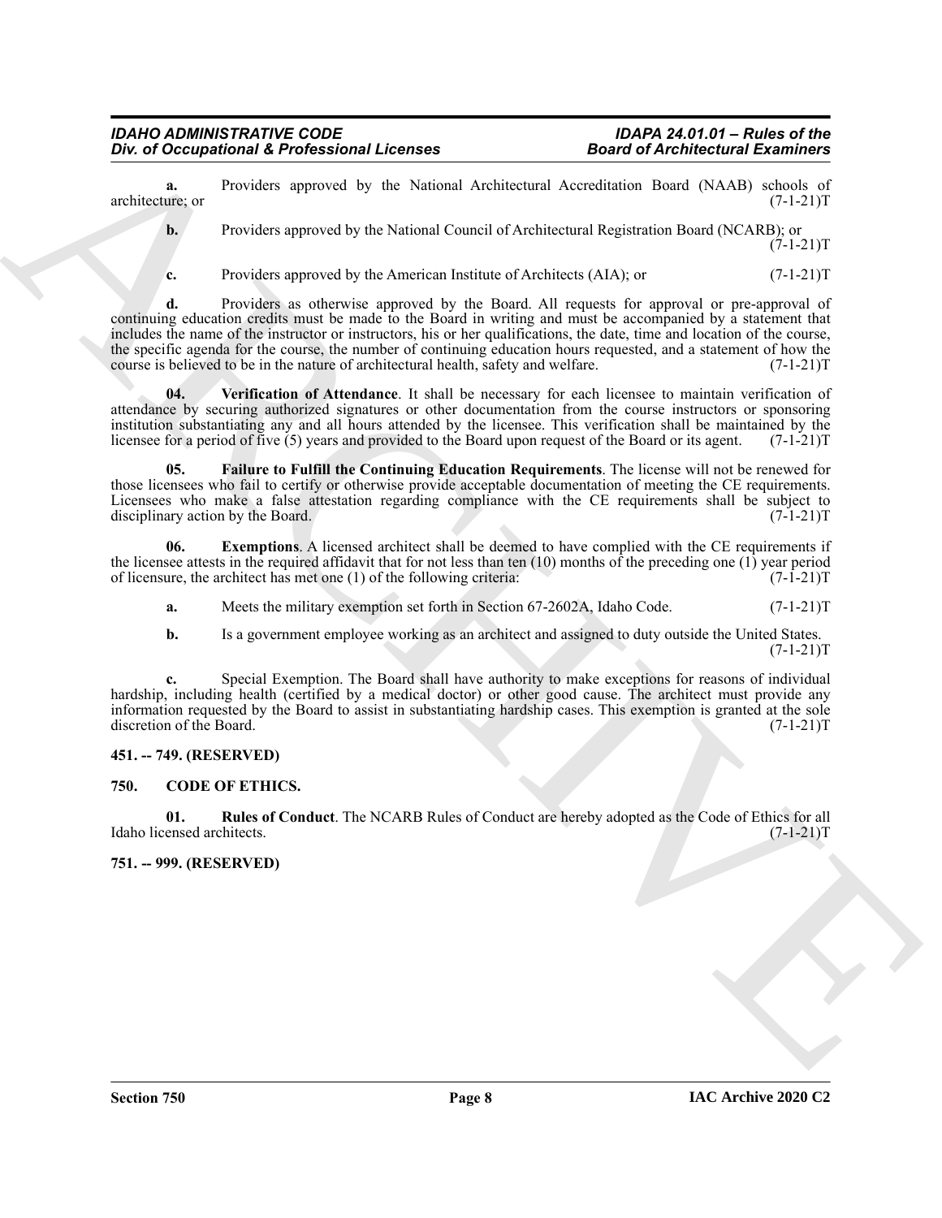**a.** Providers approved by the National Architectural Accreditation Board (NAAB) schools of architecture; or (7-1-21)T

**b.** Providers approved by the National Council of Architectural Registration Board (NCARB); or (7-1-21)T

**c.** Providers approved by the American Institute of Architects (AIA); or (7-1-21)T

**d.** Providers as otherwise approved by the Board. All requests for approval or pre-approval of continuing education credits must be made to the Board in writing and must be accompanied by a statement that includes the name of the instructor or instructors, his or her qualifications, the date, time and location of the course, the specific agenda for the course, the number of continuing education hours requested, and a statement of how the course is believed to be in the nature of architectural health, safety and welfare. (7-1-21)T

**04. Verification of Attendance**. It shall be necessary for each licensee to maintain verification of attendance by securing authorized signatures or other documentation from the course instructors or sponsoring institution substantiating any and all hours attended by the licensee. This verification shall be maintained by the licensee for a period of five (5) years and provided to the Board upon request of the Board or its agent. (7-1-21)T

**05. Failure to Fulfill the Continuing Education Requirements**. The license will not be renewed for those licensees who fail to certify or otherwise provide acceptable documentation of meeting the CE requirements. Licensees who make a false attestation regarding compliance with the CE requirements shall be subject to disciplinary action by the Board. (7-1-21)T

**06. Exemptions**. A licensed architect shall be deemed to have complied with the CE requirements if the licensee attests in the required affidavit that for not less than ten (10) months of the preceding one (1) year period of licensure, the architect has met one (1) of the following criteria: (7-1-21)T

**a.** Meets the military exemption set forth in Section 67-2602A, Idaho Code. (7-1-21)T

**b.** Is a government employee working as an architect and assigned to duty outside the United States. (7-1-21)T

**c.** Special Exemption. The Board shall have authority to make exceptions for reasons of individual hardship, including health (certified by a medical doctor) or other good cause. The architect must provide any information requested by the Board to assist in substantiating hardship cases. This exemption is granted at the sole discretion of the Board. (7-1-21)T

### 451. -- 749. (RESERVED)

### 750. CODE OF ETHICS.

**01. Rules of Conduct**. The NCARB Rules of Conduct are hereby adopted as the Code of Ethics for all Idaho licensed architects. (7-1-21)T

### 751. -- 999. (RESERVED)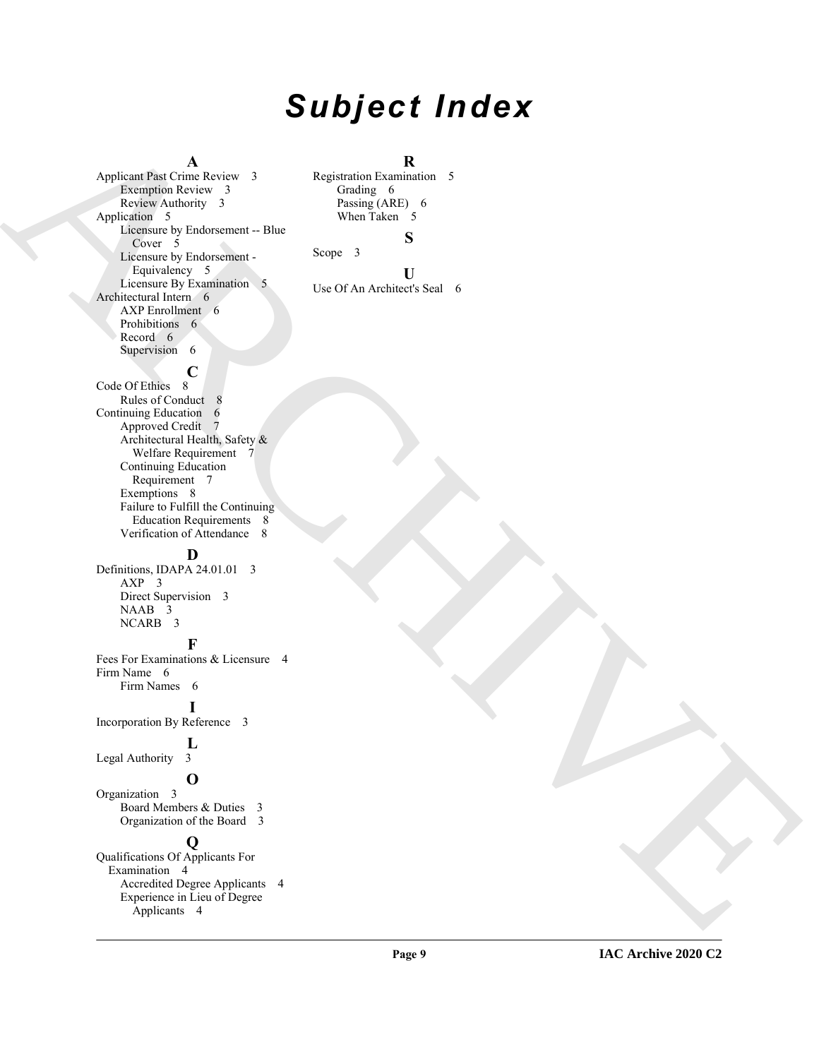# Subject Index

**A**

Applicant Past Crime Review 3
- Exemption Review 3
- Review Authority 3

Application 5
- Licensure by Endorsement -- Blue Cover 5
- Licensure by Endorsement - Equivalency 5
- Licensure By Examination 5

Architectural Intern 6
- AXP Enrollment 6
- Prohibitions 6
- Record 6
- Supervision 6

**C**

Code Of Ethics 8
- Rules of Conduct 8

Continuing Education 6
- Approved Credit 7
- Architectural Health, Safety & Welfare Requirement 7
- Continuing Education Requirement 7
- Exemptions 8
- Failure to Fulfill the Continuing Education Requirements 8
- Verification of Attendance 8

**D**

Definitions, IDAPA 24.01.01 3
- AXP 3
- Direct Supervision 3
- NAAB 3
- NCARB 3

**F**

Fees For Examinations & Licensure 4

Firm Name 6
- Firm Names 6

**I**

Incorporation By Reference 3

**L**

Legal Authority 3

**O**

Organization 3
- Board Members & Duties 3
- Organization of the Board 3

**Q**

Qualifications Of Applicants For Examination 4
- Accredited Degree Applicants 4
- Experience in Lieu of Degree Applicants 4

**R**

Registration Examination 5
- Grading 6
- Passing (ARE) 6
- When Taken 5

**S**

Scope 3

**U**

Use Of An Architect's Seal 6